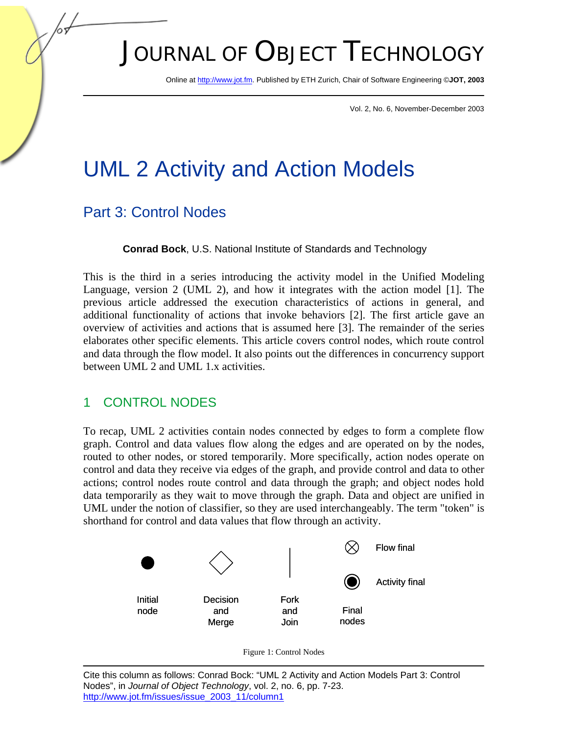# UML 2 Activity and Action Models

## Part 3: Control Nodes

**Conrad Bock**, U.S. National Institute of Standards and Technology

This is the third in a series introducing the activity model in the Unified Modeling Language, version 2 (UML 2), and how it integrates with the action model [1]. The previous article addressed the execution characteristics of actions in general, and additional functionality of actions that invoke behaviors [2]. The first article gave an overview of activities and actions that is assumed here [3]. The remainder of the series elaborates other specific elements. This article covers control nodes, which route control and data through the flow model. It also points out the differences in concurrency support between UML 2 and UML 1.x activities.

## 1 CONTROL NODES

To recap, UML 2 activities contain nodes connected by edges to form a complete flow graph. Control and data values flow along the edges and are operated on by the nodes, routed to other nodes, or stored temporarily. More specifically, action nodes operate on control and data they receive via edges of the graph, and provide control and data to other actions; control nodes route control and data through the graph; and object nodes hold data temporarily as they wait to move through the graph. Data and object are unified in UML under the notion of classifier, so they are used interchangeably. The term "token" is shorthand for control and data values that flow through an activity.

Initial node | Decision and Merge | Fork and Join | Final nodes: Flow final, Activity final

Figure 1: Control Nodes

Cite this column as follows: Conrad Bock: "UML 2 Activity and Action Models Part 3: Control Nodes", in *Journal of Object Technology*, vol. 2, no. 6, pp. 7-23. http://www.jot.fm/issues/issue_2003_11/column1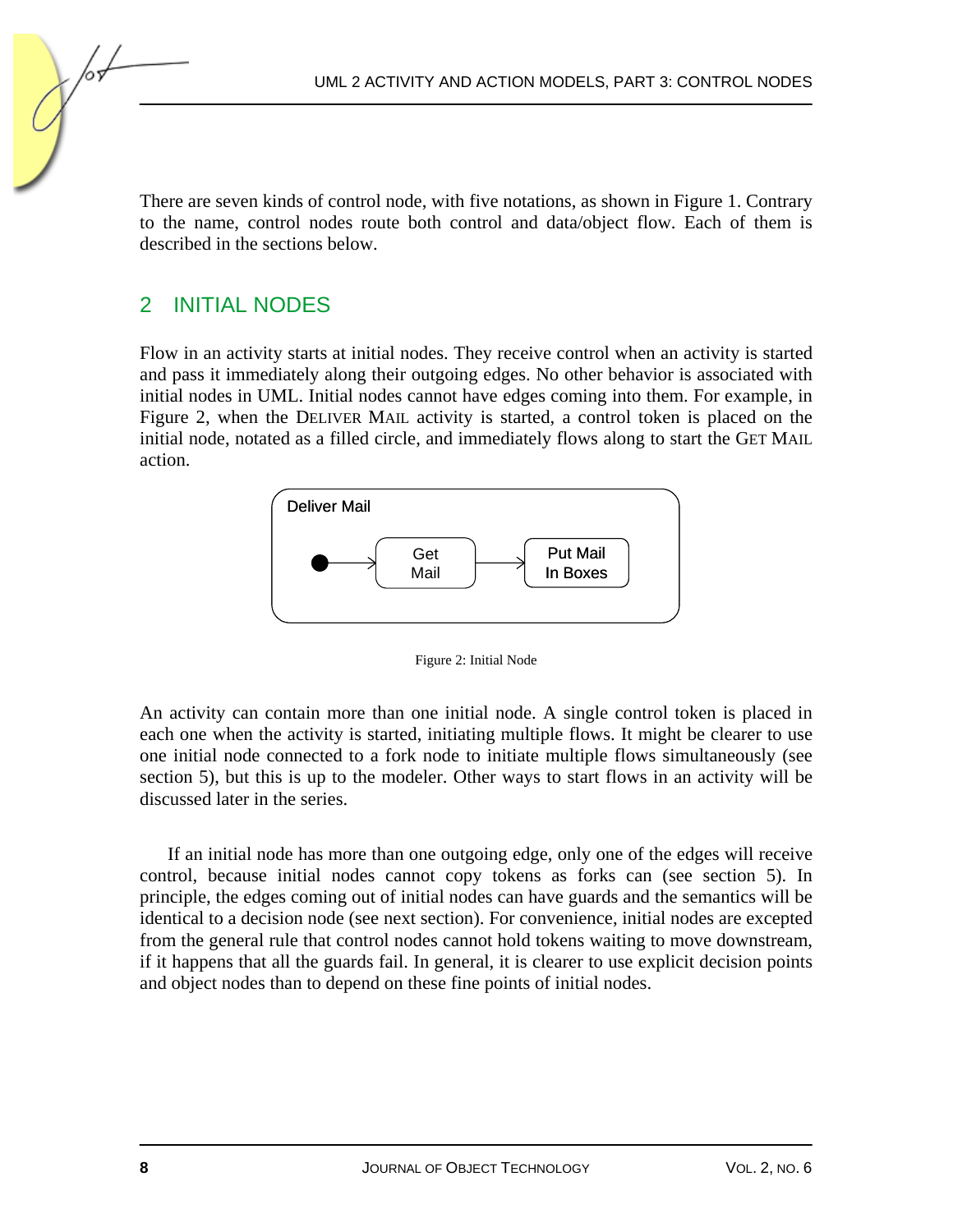There are seven kinds of control node, with five notations, as shown in Figure 1. Contrary to the name, control nodes route both control and data/object flow. Each of them is described in the sections below.

## 2 INITIAL NODES

Flow in an activity starts at initial nodes. They receive control when an activity is started and pass it immediately along their outgoing edges. No other behavior is associated with initial nodes in UML. Initial nodes cannot have edges coming into them. For example, in Figure 2, when the DELIVER MAIL activity is started, a control token is placed on the initial node, notated as a filled circle, and immediately flows along to start the GET MAIL action.

Figure 2: Initial Node

An activity can contain more than one initial node. A single control token is placed in each one when the activity is started, initiating multiple flows. It might be clearer to use one initial node connected to a fork node to initiate multiple flows simultaneously (see section 5), but this is up to the modeler. Other ways to start flows in an activity will be discussed later in the series.

If an initial node has more than one outgoing edge, only one of the edges will receive control, because initial nodes cannot copy tokens as forks can (see section 5). In principle, the edges coming out of initial nodes can have guards and the semantics will be identical to a decision node (see next section). For convenience, initial nodes are excepted from the general rule that control nodes cannot hold tokens waiting to move downstream, if it happens that all the guards fail. In general, it is clearer to use explicit decision points and object nodes than to depend on these fine points of initial nodes.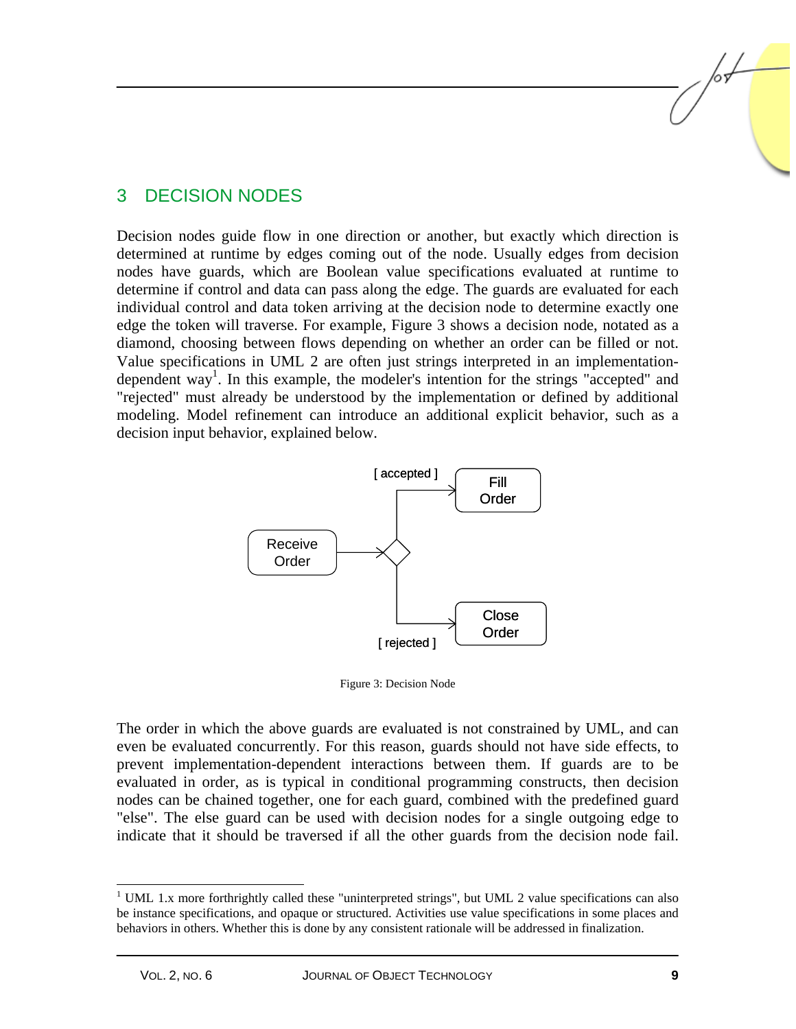## 3 DECISION NODES

Decision nodes guide flow in one direction or another, but exactly which direction is determined at runtime by edges coming out of the node. Usually edges from decision nodes have guards, which are Boolean value specifications evaluated at runtime to determine if control and data can pass along the edge. The guards are evaluated for each individual control and data token arriving at the decision node to determine exactly one edge the token will traverse. For example, Figure 3 shows a decision node, notated as a diamond, choosing between flows depending on whether an order can be filled or not. Value specifications in UML 2 are often just strings interpreted in an implementation-dependent way[1]. In this example, the modeler's intention for the strings "accepted" and "rejected" must already be understood by the implementation or defined by additional modeling. Model refinement can introduce an additional explicit behavior, such as a decision input behavior, explained below.

Figure 3: Decision Node

The order in which the above guards are evaluated is not constrained by UML, and can even be evaluated concurrently. For this reason, guards should not have side effects, to prevent implementation-dependent interactions between them. If guards are to be evaluated in order, as is typical in conditional programming constructs, then decision nodes can be chained together, one for each guard, combined with the predefined guard "else". The else guard can be used with decision nodes for a single outgoing edge to indicate that it should be traversed if all the other guards from the decision node fail.

---

[1] UML 1.x more forthrightly called these "uninterpreted strings", but UML 2 value specifications can also be instance specifications, and opaque or structured. Activities use value specifications in some places and behaviors in others. Whether this is done by any consistent rationale will be addressed in finalization.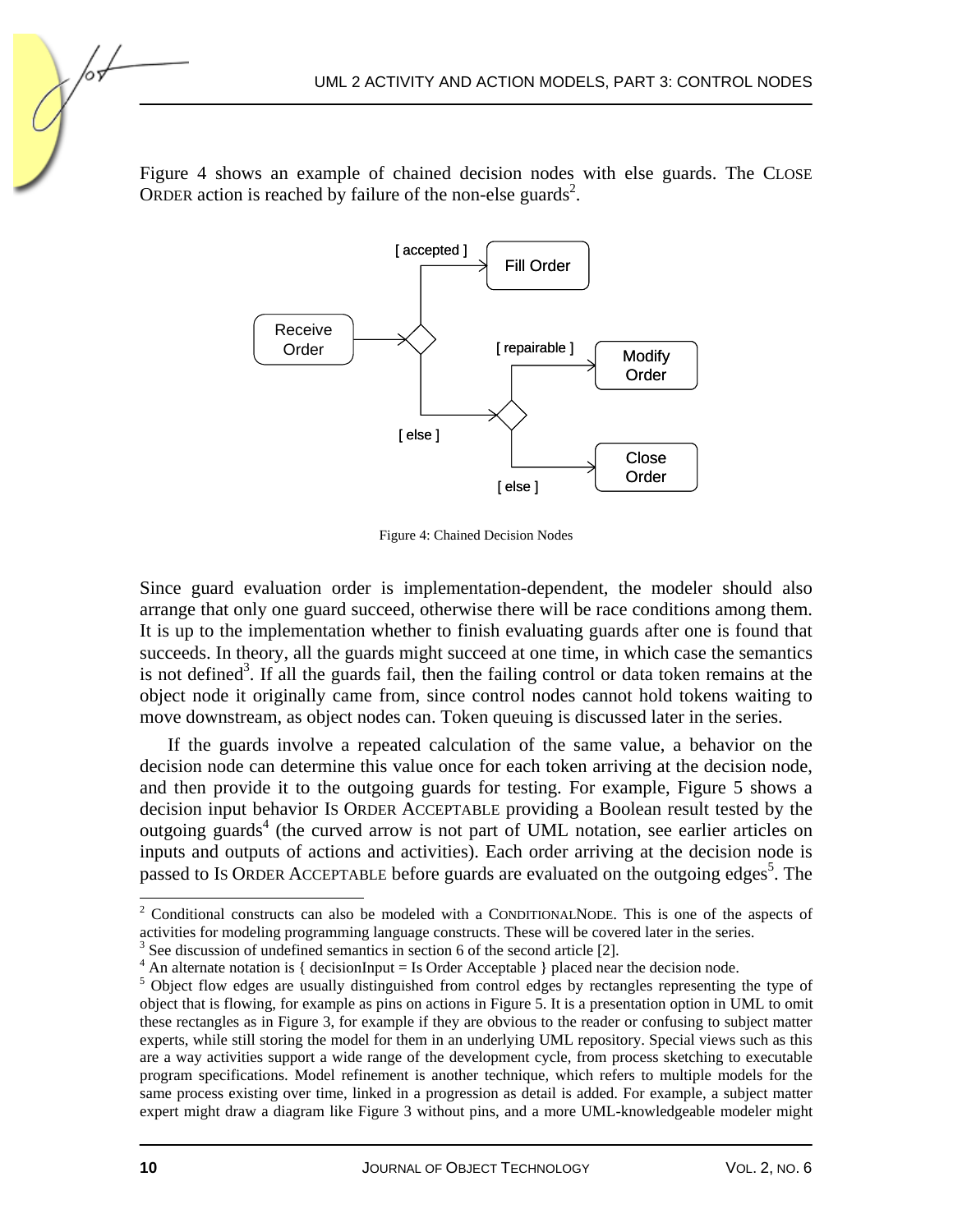Figure 4 shows an example of chained decision nodes with else guards. The CLOSE ORDER action is reached by failure of the non-else guards[2].

Figure 4: Chained Decision Nodes

Since guard evaluation order is implementation-dependent, the modeler should also arrange that only one guard succeed, otherwise there will be race conditions among them. It is up to the implementation whether to finish evaluating guards after one is found that succeeds. In theory, all the guards might succeed at one time, in which case the semantics is not defined[3]. If all the guards fail, then the failing control or data token remains at the object node it originally came from, since control nodes cannot hold tokens waiting to move downstream, as object nodes can. Token queuing is discussed later in the series.

If the guards involve a repeated calculation of the same value, a behavior on the decision node can determine this value once for each token arriving at the decision node, and then provide it to the outgoing guards for testing. For example, Figure 5 shows a decision input behavior IS ORDER ACCEPTABLE providing a Boolean result tested by the outgoing guards[4] (the curved arrow is not part of UML notation, see earlier articles on inputs and outputs of actions and activities). Each order arriving at the decision node is passed to IS ORDER ACCEPTABLE before guards are evaluated on the outgoing edges[5]. The

---

[2] Conditional constructs can also be modeled with a CONDITIONALNODE. This is one of the aspects of activities for modeling programming language constructs. These will be covered later in the series.

[3] See discussion of undefined semantics in section 6 of the second article [2].

[4] An alternate notation is { decisionInput = Is Order Acceptable } placed near the decision node.

[5] Object flow edges are usually distinguished from control edges by rectangles representing the type of object that is flowing, for example as pins on actions in Figure 5. It is a presentation option in UML to omit these rectangles as in Figure 3, for example if they are obvious to the reader or confusing to subject matter experts, while still storing the model for them in an underlying UML repository. Special views such as this are a way activities support a wide range of the development cycle, from process sketching to executable program specifications. Model refinement is another technique, which refers to multiple models for the same process existing over time, linked in a progression as detail is added. For example, a subject matter expert might draw a diagram like Figure 3 without pins, and a more UML-knowledgeable modeler might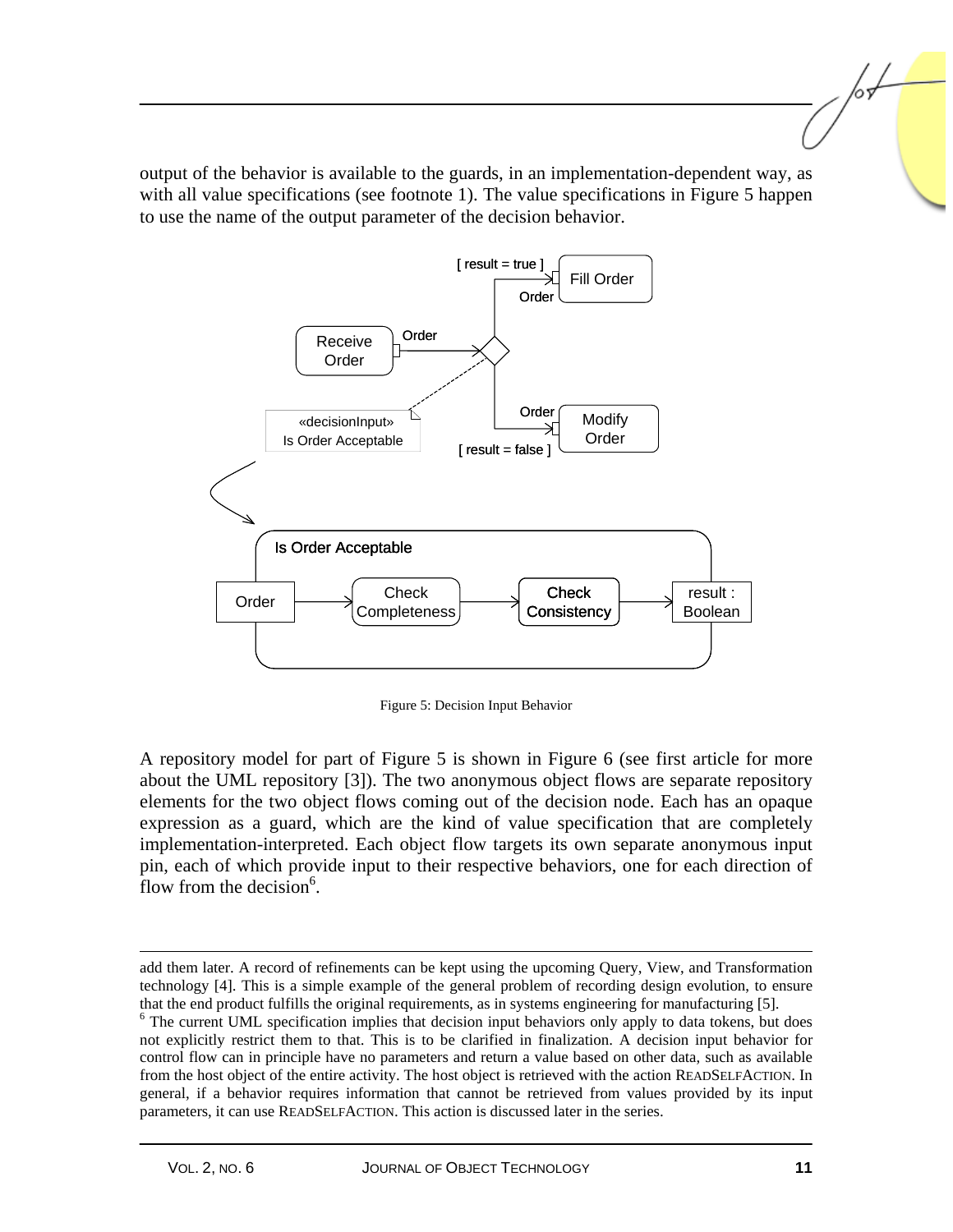output of the behavior is available to the guards, in an implementation-dependent way, as with all value specifications (see footnote 1). The value specifications in Figure 5 happen to use the name of the output parameter of the decision behavior.

Figure 5: Decision Input Behavior

A repository model for part of Figure 5 is shown in Figure 6 (see first article for more about the UML repository [3]). The two anonymous object flows are separate repository elements for the two object flows coming out of the decision node. Each has an opaque expression as a guard, which are the kind of value specification that are completely implementation-interpreted. Each object flow targets its own separate anonymous input pin, each of which provide input to their respective behaviors, one for each direction of flow from the decision[6].

---

add them later. A record of refinements can be kept using the upcoming Query, View, and Transformation technology [4]. This is a simple example of the general problem of recording design evolution, to ensure that the end product fulfills the original requirements, as in systems engineering for manufacturing [5].

[6] The current UML specification implies that decision input behaviors only apply to data tokens, but does not explicitly restrict them to that. This is to be clarified in finalization. A decision input behavior for control flow can in principle have no parameters and return a value based on other data, such as available from the host object of the entire activity. The host object is retrieved with the action READSELFACTION. In general, if a behavior requires information that cannot be retrieved from values provided by its input parameters, it can use READSELFACTION. This action is discussed later in the series.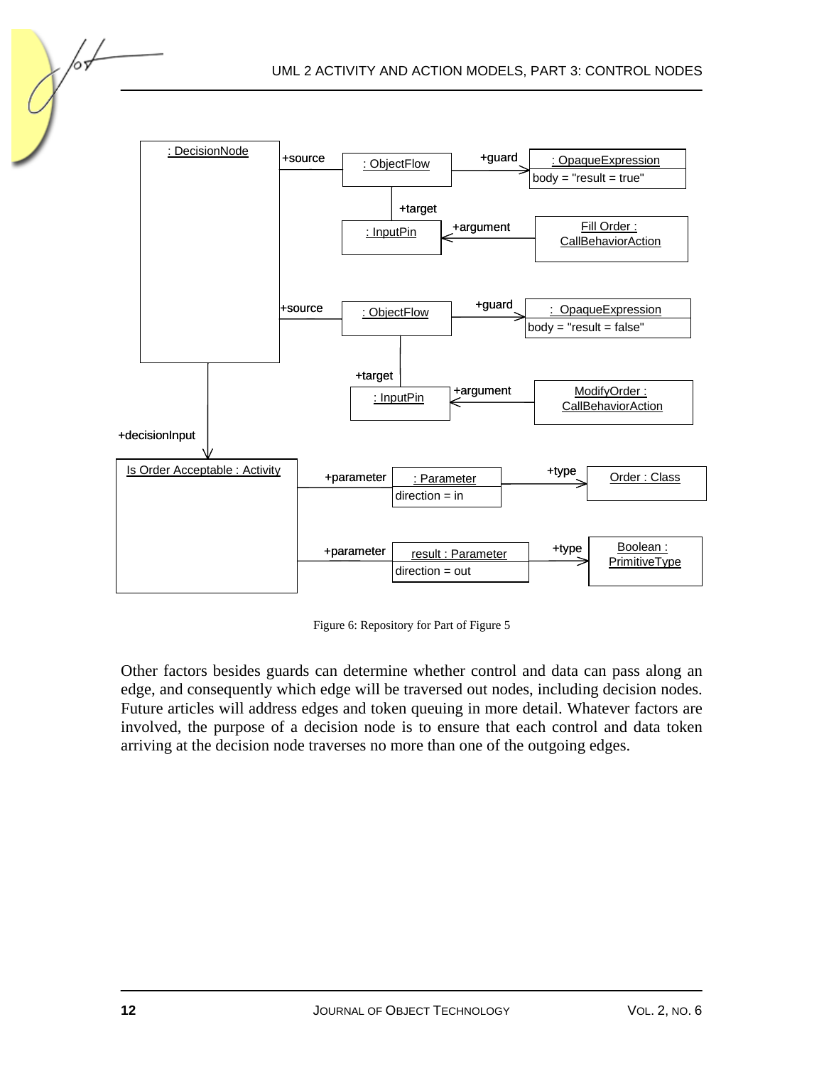Figure 6: Repository for Part of Figure 5

Other factors besides guards can determine whether control and data can pass along an edge, and consequently which edge will be traversed out nodes, including decision nodes. Future articles will address edges and token queuing in more detail. Whatever factors are involved, the purpose of a decision node is to ensure that each control and data token arriving at the decision node traverses no more than one of the outgoing edges.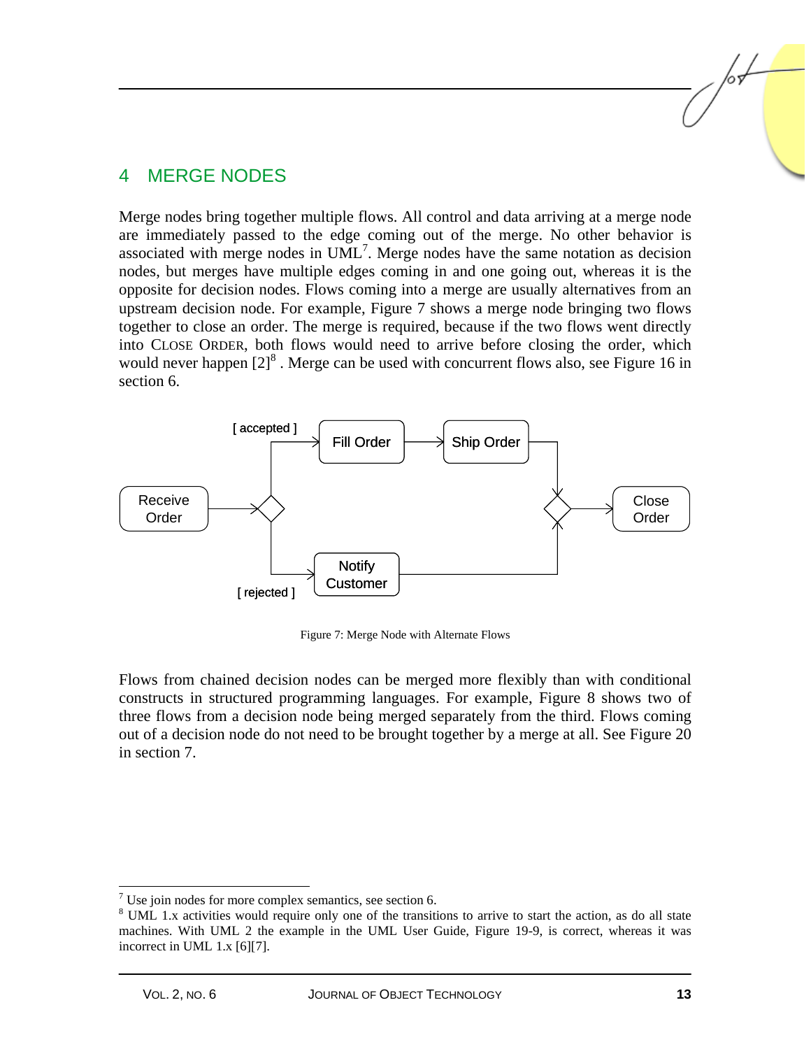## 4 MERGE NODES

Merge nodes bring together multiple flows. All control and data arriving at a merge node are immediately passed to the edge coming out of the merge. No other behavior is associated with merge nodes in UML[7]. Merge nodes have the same notation as decision nodes, but merges have multiple edges coming in and one going out, whereas it is the opposite for decision nodes. Flows coming into a merge are usually alternatives from an upstream decision node. For example, Figure 7 shows a merge node bringing two flows together to close an order. The merge is required, because if the two flows went directly into CLOSE ORDER, both flows would need to arrive before closing the order, which would never happen [2][8] . Merge can be used with concurrent flows also, see Figure 16 in section 6.

Figure 7: Merge Node with Alternate Flows

Flows from chained decision nodes can be merged more flexibly than with conditional constructs in structured programming languages. For example, Figure 8 shows two of three flows from a decision node being merged separately from the third. Flows coming out of a decision node do not need to be brought together by a merge at all. See Figure 20 in section 7.

---

[7] Use join nodes for more complex semantics, see section 6.

[8] UML 1.x activities would require only one of the transitions to arrive to start the action, as do all state machines. With UML 2 the example in the UML User Guide, Figure 19-9, is correct, whereas it was incorrect in UML 1.x [6][7].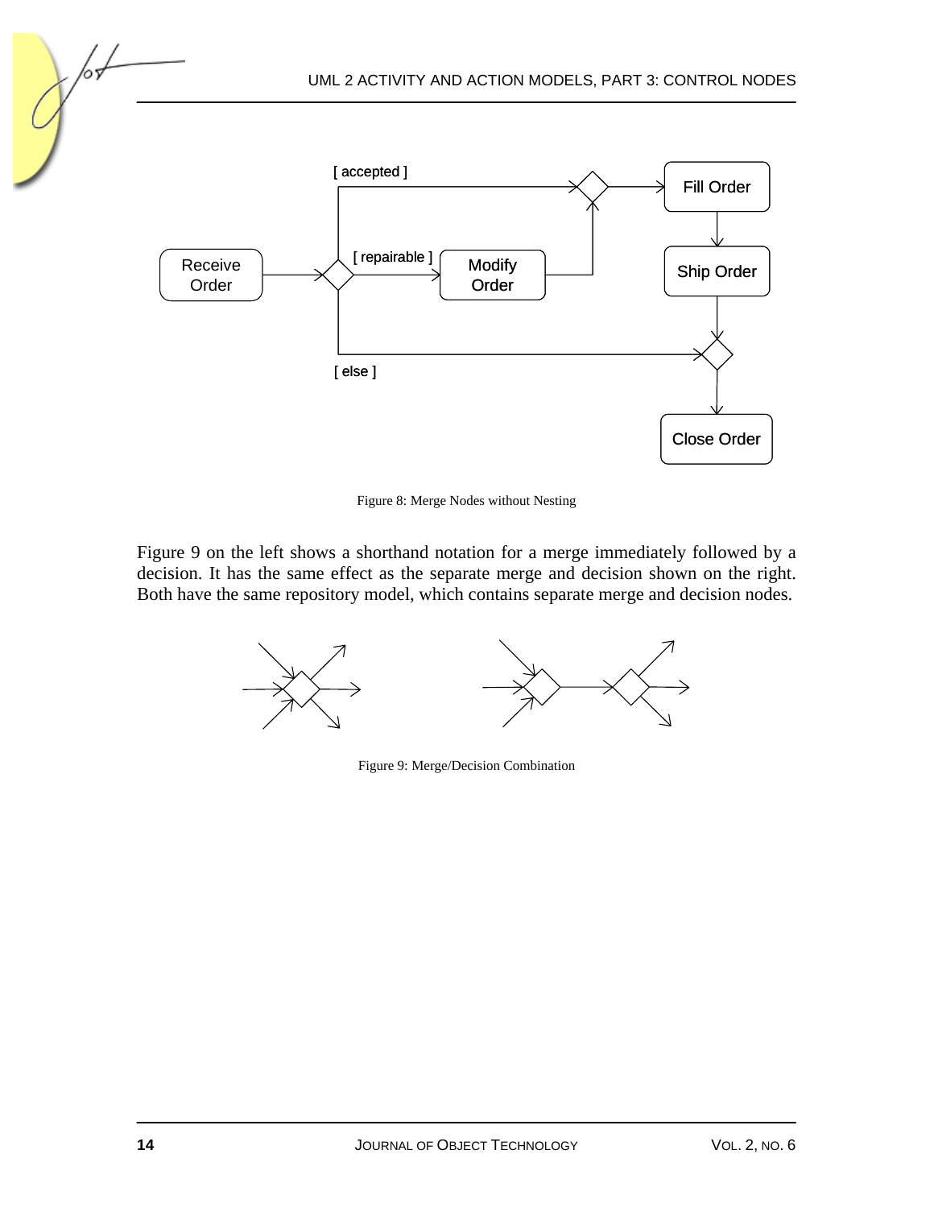Figure 8: Merge Nodes without Nesting

Figure 9 on the left shows a shorthand notation for a merge immediately followed by a decision. It has the same effect as the separate merge and decision shown on the right. Both have the same repository model, which contains separate merge and decision nodes.

Figure 9: Merge/Decision Combination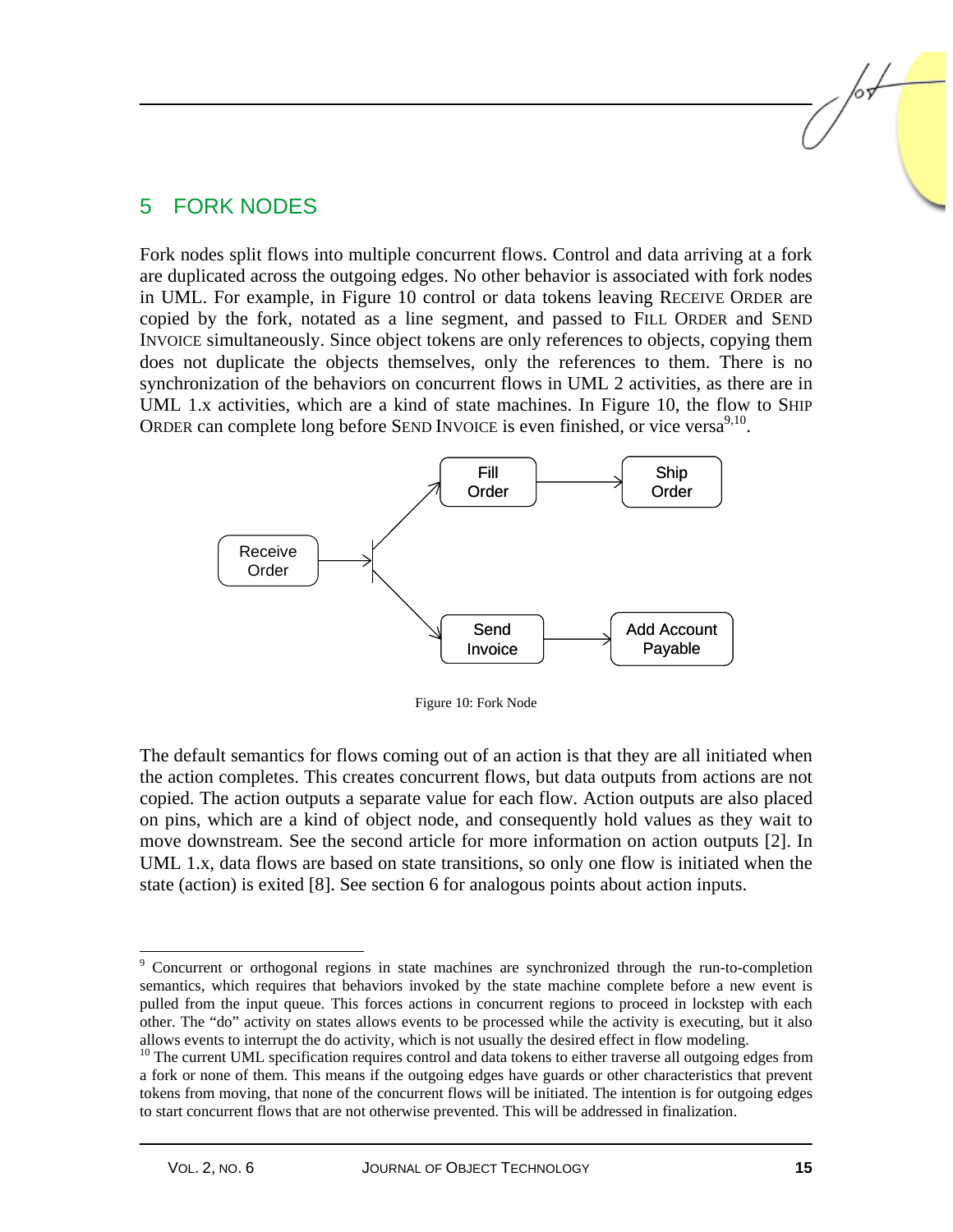## 5 FORK NODES

Fork nodes split flows into multiple concurrent flows. Control and data arriving at a fork are duplicated across the outgoing edges. No other behavior is associated with fork nodes in UML. For example, in Figure 10 control or data tokens leaving RECEIVE ORDER are copied by the fork, notated as a line segment, and passed to FILL ORDER and SEND INVOICE simultaneously. Since object tokens are only references to objects, copying them does not duplicate the objects themselves, only the references to them. There is no synchronization of the behaviors on concurrent flows in UML 2 activities, as there are in UML 1.x activities, which are a kind of state machines. In Figure 10, the flow to SHIP ORDER can complete long before SEND INVOICE is even finished, or vice versa[9,10].

Figure 10: Fork Node

The default semantics for flows coming out of an action is that they are all initiated when the action completes. This creates concurrent flows, but data outputs from actions are not copied. The action outputs a separate value for each flow. Action outputs are also placed on pins, which are a kind of object node, and consequently hold values as they wait to move downstream. See the second article for more information on action outputs [2]. In UML 1.x, data flows are based on state transitions, so only one flow is initiated when the state (action) is exited [8]. See section 6 for analogous points about action inputs.

---

[9] Concurrent or orthogonal regions in state machines are synchronized through the run-to-completion semantics, which requires that behaviors invoked by the state machine complete before a new event is pulled from the input queue. This forces actions in concurrent regions to proceed in lockstep with each other. The "do" activity on states allows events to be processed while the activity is executing, but it also allows events to interrupt the do activity, which is not usually the desired effect in flow modeling.

[10] The current UML specification requires control and data tokens to either traverse all outgoing edges from a fork or none of them. This means if the outgoing edges have guards or other characteristics that prevent tokens from moving, that none of the concurrent flows will be initiated. The intention is for outgoing edges to start concurrent flows that are not otherwise prevented. This will be addressed in finalization.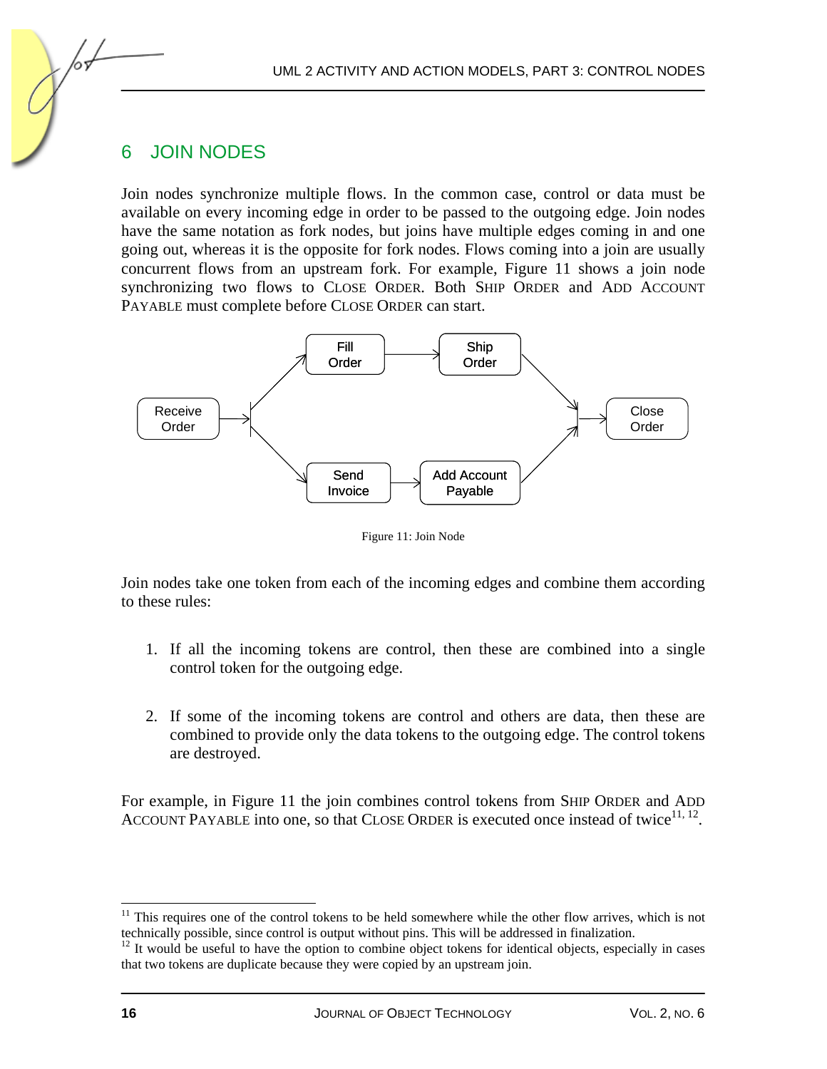## 6 JOIN NODES

Join nodes synchronize multiple flows. In the common case, control or data must be available on every incoming edge in order to be passed to the outgoing edge. Join nodes have the same notation as fork nodes, but joins have multiple edges coming in and one going out, whereas it is the opposite for fork nodes. Flows coming into a join are usually concurrent flows from an upstream fork. For example, Figure 11 shows a join node synchronizing two flows to CLOSE ORDER. Both SHIP ORDER and ADD ACCOUNT PAYABLE must complete before CLOSE ORDER can start.

Figure 11: Join Node

Join nodes take one token from each of the incoming edges and combine them according to these rules:

1. If all the incoming tokens are control, then these are combined into a single control token for the outgoing edge.

2. If some of the incoming tokens are control and others are data, then these are combined to provide only the data tokens to the outgoing edge. The control tokens are destroyed.

For example, in Figure 11 the join combines control tokens from SHIP ORDER and ADD ACCOUNT PAYABLE into one, so that CLOSE ORDER is executed once instead of twice[11, 12].

---

[11] This requires one of the control tokens to be held somewhere while the other flow arrives, which is not technically possible, since control is output without pins. This will be addressed in finalization.

[12] It would be useful to have the option to combine object tokens for identical objects, especially in cases that two tokens are duplicate because they were copied by an upstream join.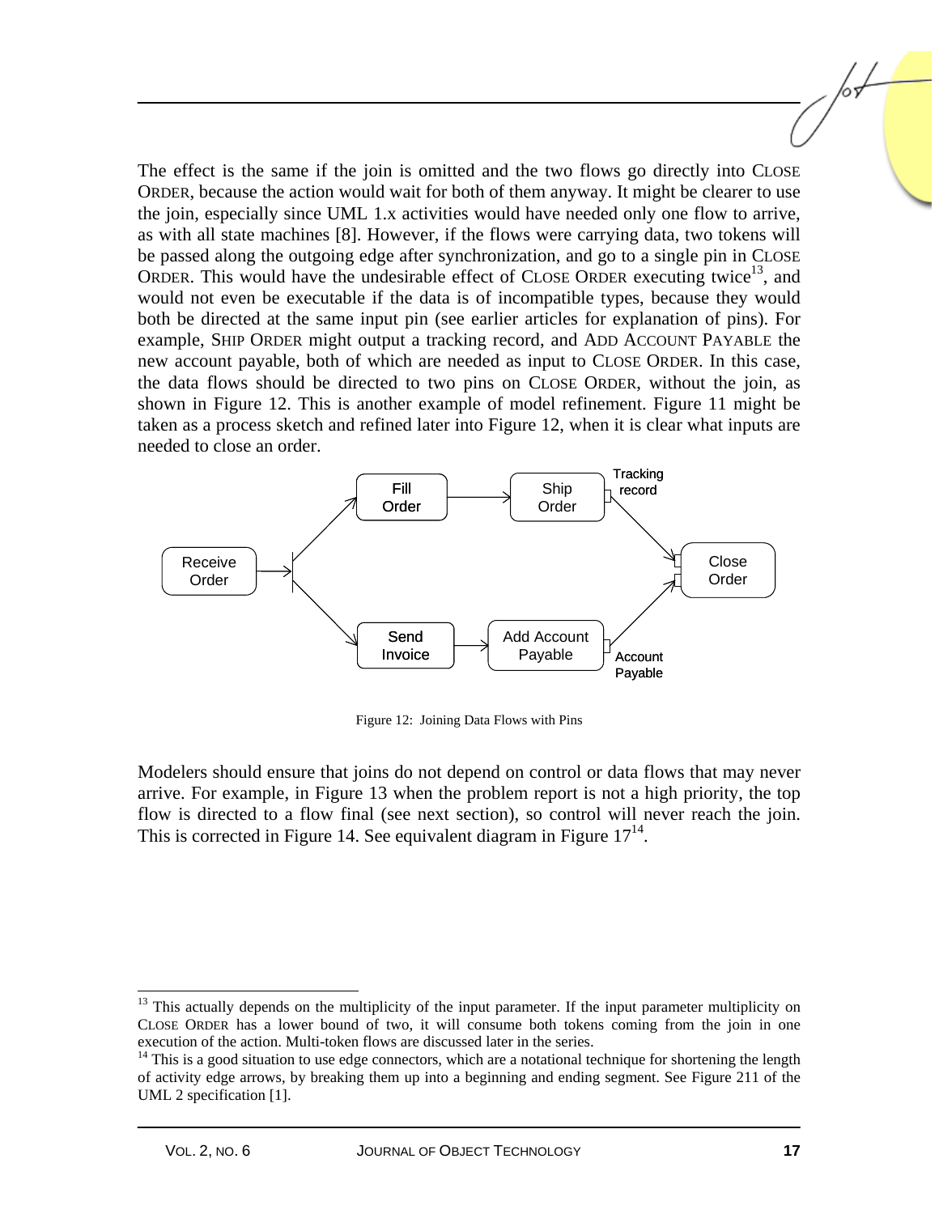The effect is the same if the join is omitted and the two flows go directly into CLOSE ORDER, because the action would wait for both of them anyway. It might be clearer to use the join, especially since UML 1.x activities would have needed only one flow to arrive, as with all state machines [8]. However, if the flows were carrying data, two tokens will be passed along the outgoing edge after synchronization, and go to a single pin in CLOSE ORDER. This would have the undesirable effect of CLOSE ORDER executing twice[13], and would not even be executable if the data is of incompatible types, because they would both be directed at the same input pin (see earlier articles for explanation of pins). For example, SHIP ORDER might output a tracking record, and ADD ACCOUNT PAYABLE the new account payable, both of which are needed as input to CLOSE ORDER. In this case, the data flows should be directed to two pins on CLOSE ORDER, without the join, as shown in Figure 12. This is another example of model refinement. Figure 11 might be taken as a process sketch and refined later into Figure 12, when it is clear what inputs are needed to close an order.

Figure 12: Joining Data Flows with Pins

Modelers should ensure that joins do not depend on control or data flows that may never arrive. For example, in Figure 13 when the problem report is not a high priority, the top flow is directed to a flow final (see next section), so control will never reach the join. This is corrected in Figure 14. See equivalent diagram in Figure 17[14].

---

[13] This actually depends on the multiplicity of the input parameter. If the input parameter multiplicity on CLOSE ORDER has a lower bound of two, it will consume both tokens coming from the join in one execution of the action. Multi-token flows are discussed later in the series.

[14] This is a good situation to use edge connectors, which are a notational technique for shortening the length of activity edge arrows, by breaking them up into a beginning and ending segment. See Figure 211 of the UML 2 specification [1].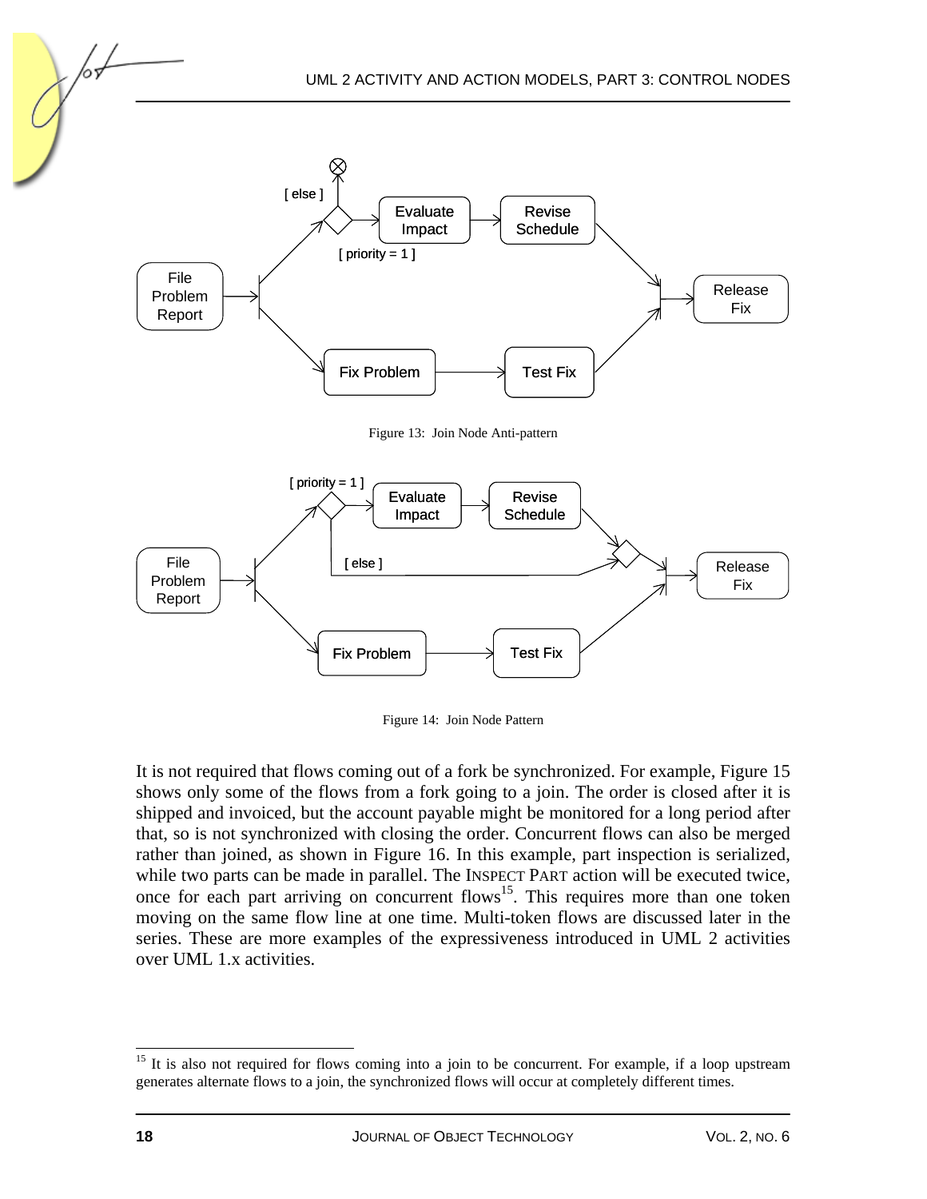Figure 13: Join Node Anti-pattern

Figure 14: Join Node Pattern

It is not required that flows coming out of a fork be synchronized. For example, Figure 15 shows only some of the flows from a fork going to a join. The order is closed after it is shipped and invoiced, but the account payable might be monitored for a long period after that, so is not synchronized with closing the order. Concurrent flows can also be merged rather than joined, as shown in Figure 16. In this example, part inspection is serialized, while two parts can be made in parallel. The INSPECT PART action will be executed twice, once for each part arriving on concurrent flows[15]. This requires more than one token moving on the same flow line at one time. Multi-token flows are discussed later in the series. These are more examples of the expressiveness introduced in UML 2 activities over UML 1.x activities.

[15] It is also not required for flows coming into a join to be concurrent. For example, if a loop upstream generates alternate flows to a join, the synchronized flows will occur at completely different times.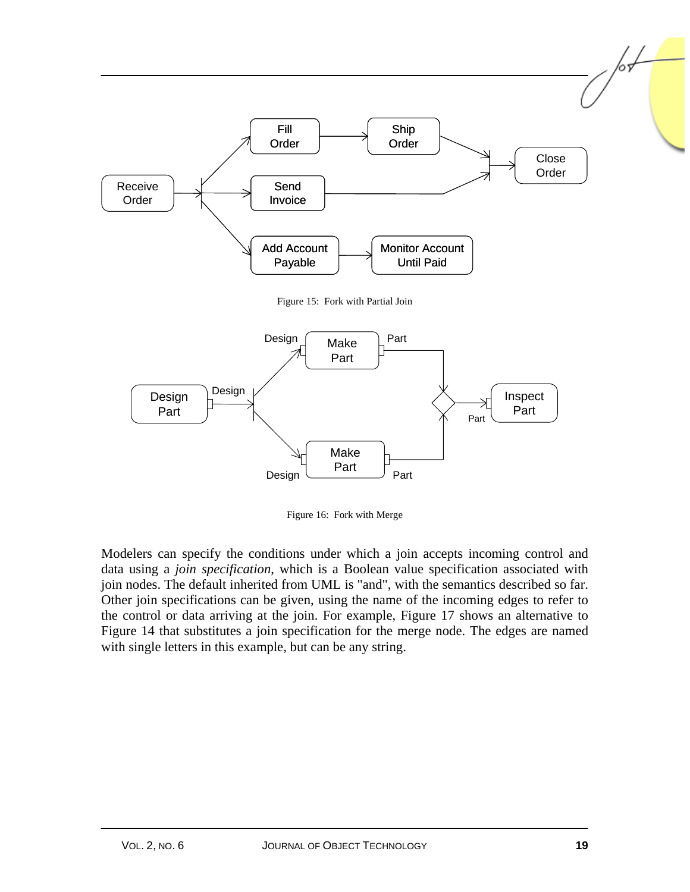Figure 15: Fork with Partial Join

Figure 16: Fork with Merge

Modelers can specify the conditions under which a join accepts incoming control and data using a *join specification*, which is a Boolean value specification associated with join nodes. The default inherited from UML is "and", with the semantics described so far. Other join specifications can be given, using the name of the incoming edges to refer to the control or data arriving at the join. For example, Figure 17 shows an alternative to Figure 14 that substitutes a join specification for the merge node. The edges are named with single letters in this example, but can be any string.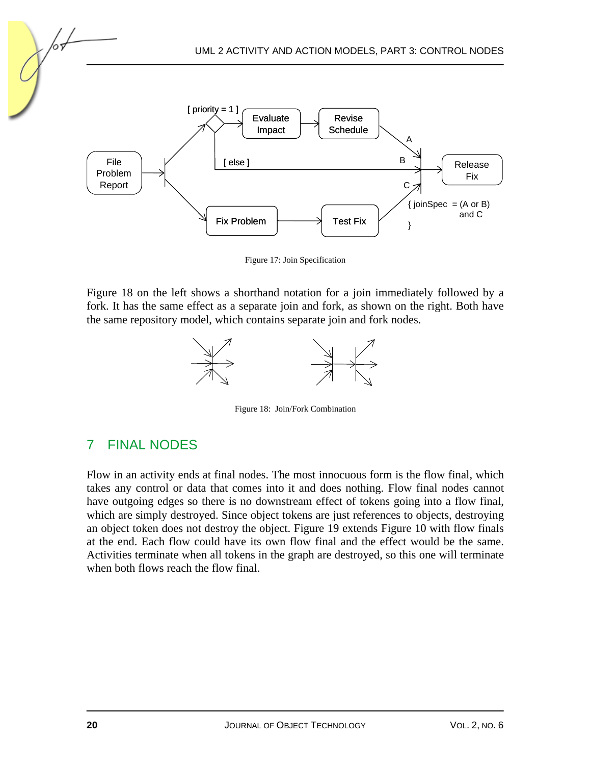Figure 17: Join Specification

Figure 18 on the left shows a shorthand notation for a join immediately followed by a fork. It has the same effect as a separate join and fork, as shown on the right. Both have the same repository model, which contains separate join and fork nodes.

Figure 18: Join/Fork Combination

## 7 FINAL NODES

Flow in an activity ends at final nodes. The most innocuous form is the flow final, which takes any control or data that comes into it and does nothing. Flow final nodes cannot have outgoing edges so there is no downstream effect of tokens going into a flow final, which are simply destroyed. Since object tokens are just references to objects, destroying an object token does not destroy the object. Figure 19 extends Figure 10 with flow finals at the end. Each flow could have its own flow final and the effect would be the same. Activities terminate when all tokens in the graph are destroyed, so this one will terminate when both flows reach the flow final.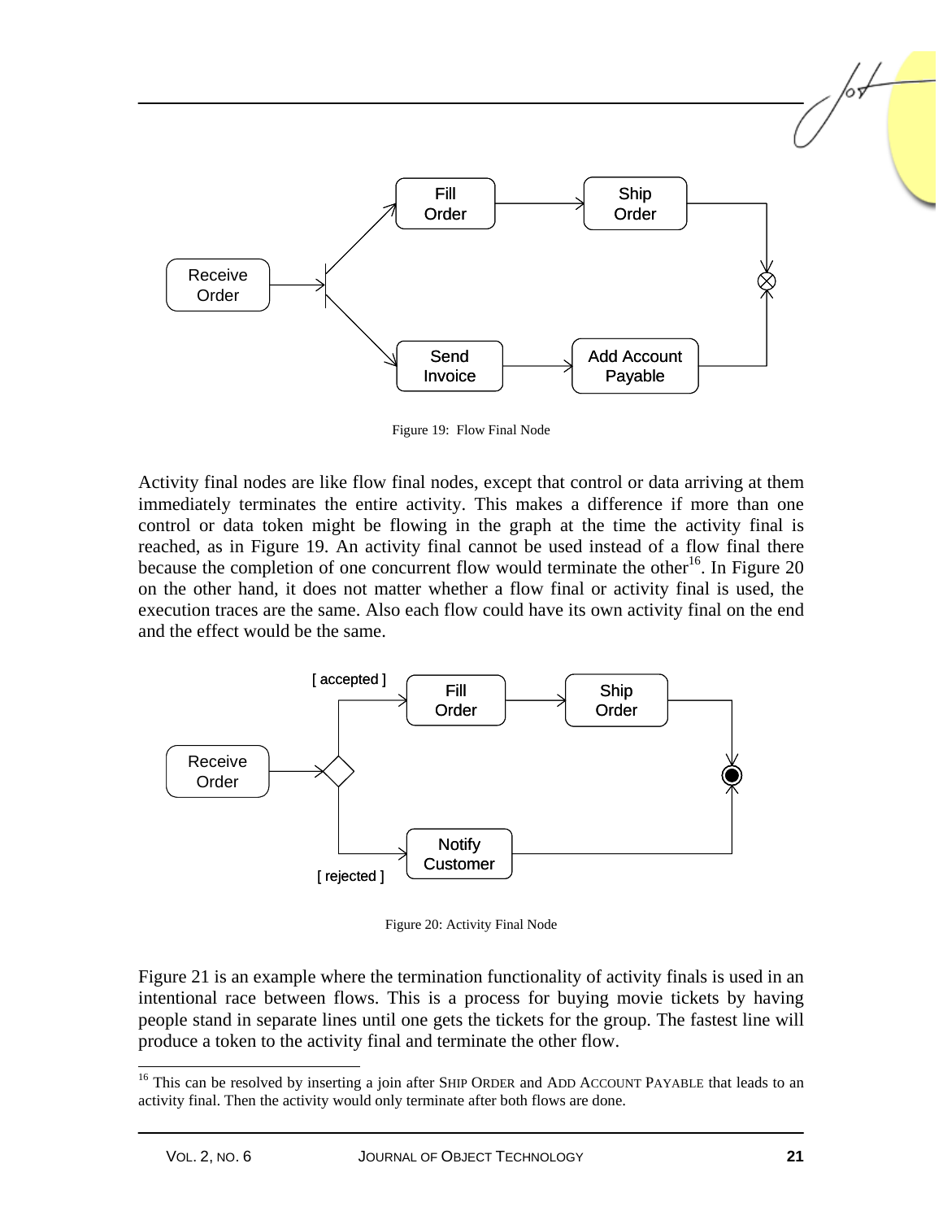Figure 19: Flow Final Node

Activity final nodes are like flow final nodes, except that control or data arriving at them immediately terminates the entire activity. This makes a difference if more than one control or data token might be flowing in the graph at the time the activity final is reached, as in Figure 19. An activity final cannot be used instead of a flow final there because the completion of one concurrent flow would terminate the other[16]. In Figure 20 on the other hand, it does not matter whether a flow final or activity final is used, the execution traces are the same. Also each flow could have its own activity final on the end and the effect would be the same.

Figure 20: Activity Final Node

Figure 21 is an example where the termination functionality of activity finals is used in an intentional race between flows. This is a process for buying movie tickets by having people stand in separate lines until one gets the tickets for the group. The fastest line will produce a token to the activity final and terminate the other flow.

---

[16] This can be resolved by inserting a join after SHIP ORDER and ADD ACCOUNT PAYABLE that leads to an activity final. Then the activity would only terminate after both flows are done.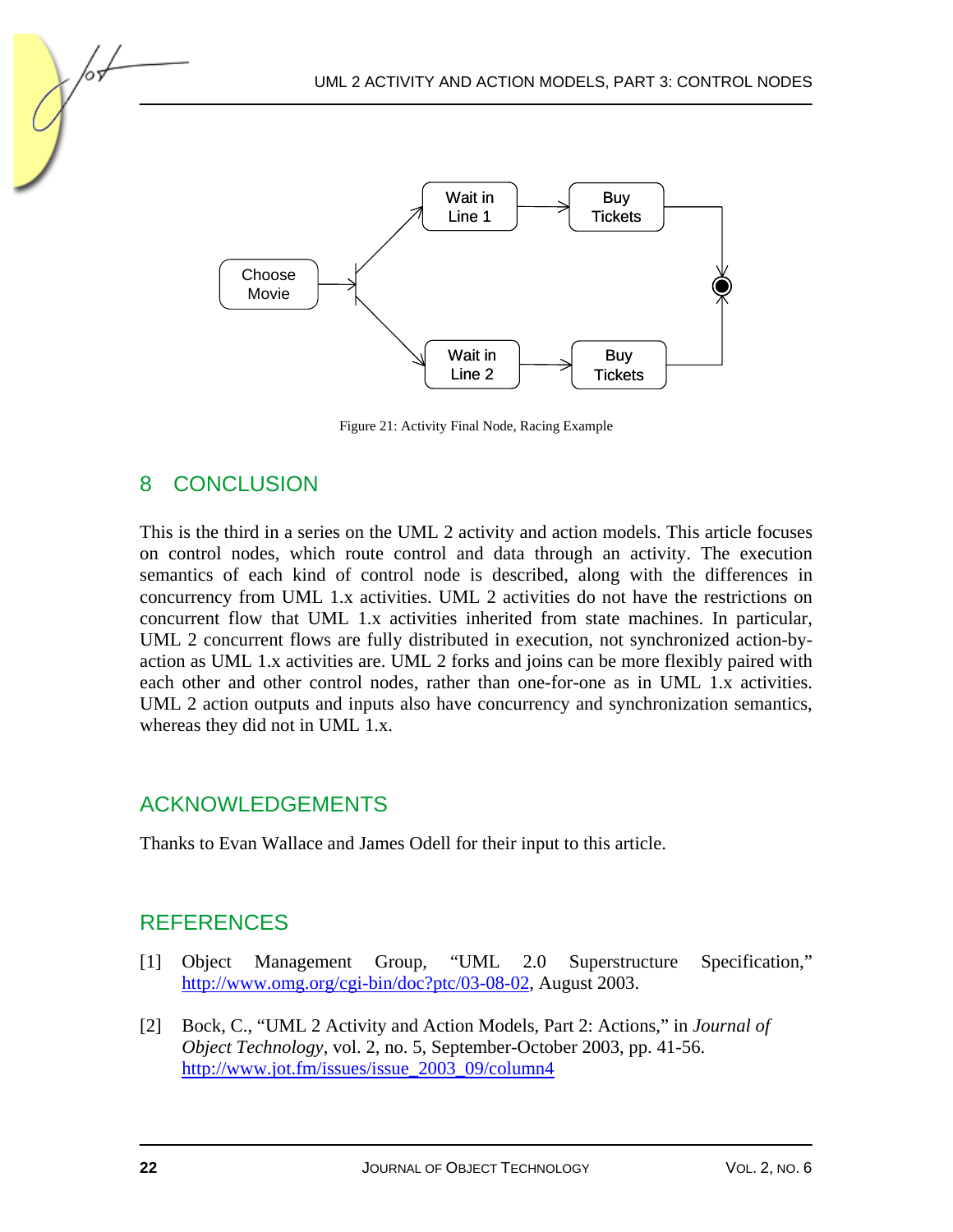Figure 21: Activity Final Node, Racing Example

## 8 CONCLUSION

This is the third in a series on the UML 2 activity and action models. This article focuses on control nodes, which route control and data through an activity. The execution semantics of each kind of control node is described, along with the differences in concurrency from UML 1.x activities. UML 2 activities do not have the restrictions on concurrent flow that UML 1.x activities inherited from state machines. In particular, UML 2 concurrent flows are fully distributed in execution, not synchronized action-by-action as UML 1.x activities are. UML 2 forks and joins can be more flexibly paired with each other and other control nodes, rather than one-for-one as in UML 1.x activities. UML 2 action outputs and inputs also have concurrency and synchronization semantics, whereas they did not in UML 1.x.

## ACKNOWLEDGEMENTS

Thanks to Evan Wallace and James Odell for their input to this article.

## REFERENCES

[1] Object Management Group, "UML 2.0 Superstructure Specification," http://www.omg.org/cgi-bin/doc?ptc/03-08-02, August 2003.

[2] Bock, C., "UML 2 Activity and Action Models, Part 2: Actions," in *Journal of Object Technology*, vol. 2, no. 5, September-October 2003, pp. 41-56. http://www.jot.fm/issues/issue_2003_09/column4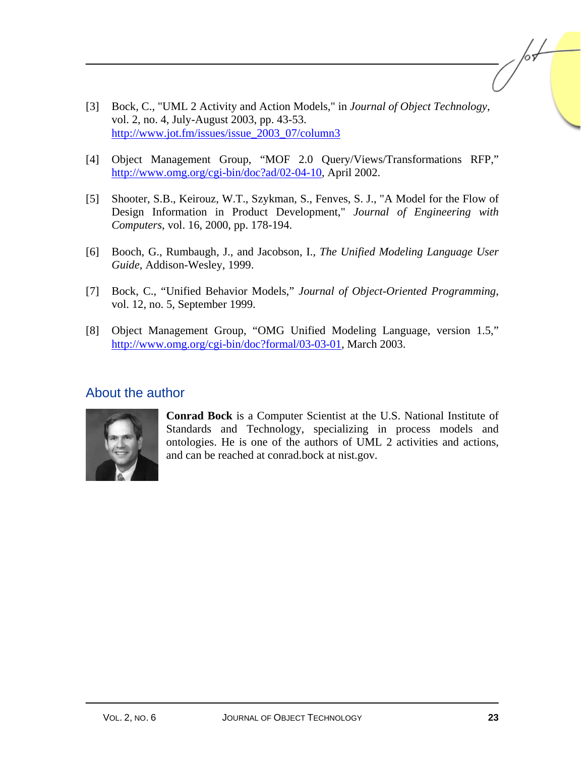[3] Bock, C., "UML 2 Activity and Action Models," in *Journal of Object Technology*, vol. 2, no. 4, July-August 2003, pp. 43-53. http://www.jot.fm/issues/issue_2003_07/column3

[4] Object Management Group, "MOF 2.0 Query/Views/Transformations RFP," http://www.omg.org/cgi-bin/doc?ad/02-04-10, April 2002.

[5] Shooter, S.B., Keirouz, W.T., Szykman, S., Fenves, S. J., "A Model for the Flow of Design Information in Product Development," *Journal of Engineering with Computers*, vol. 16, 2000, pp. 178-194.

[6] Booch, G., Rumbaugh, J., and Jacobson, I., *The Unified Modeling Language User Guide*, Addison-Wesley, 1999.

[7] Bock, C., "Unified Behavior Models," *Journal of Object-Oriented Programming*, vol. 12, no. 5, September 1999.

[8] Object Management Group, "OMG Unified Modeling Language, version 1.5," http://www.omg.org/cgi-bin/doc?formal/03-03-01, March 2003.

## About the author

**Conrad Bock** is a Computer Scientist at the U.S. National Institute of Standards and Technology, specializing in process models and ontologies. He is one of the authors of UML 2 activities and actions, and can be reached at conrad.bock at nist.gov.